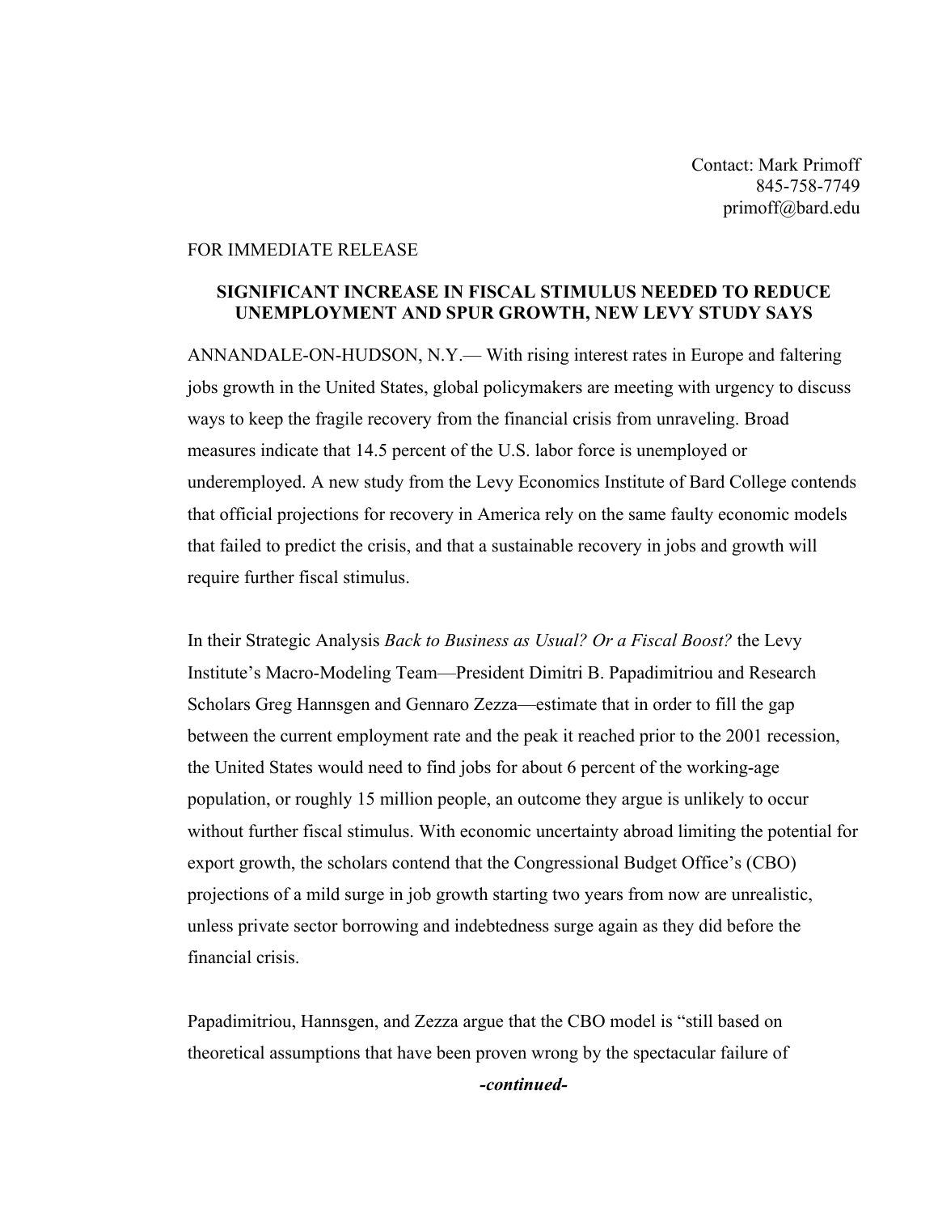Contact: Mark Primoff
845-758-7749
primoff@bard.edu

FOR IMMEDIATE RELEASE

**SIGNIFICANT INCREASE IN FISCAL STIMULUS NEEDED TO REDUCE UNEMPLOYMENT AND SPUR GROWTH, NEW LEVY STUDY SAYS**

ANNANDALE-ON-HUDSON, N.Y.— With rising interest rates in Europe and faltering jobs growth in the United States, global policymakers are meeting with urgency to discuss ways to keep the fragile recovery from the financial crisis from unraveling. Broad measures indicate that 14.5 percent of the U.S. labor force is unemployed or underemployed. A new study from the Levy Economics Institute of Bard College contends that official projections for recovery in America rely on the same faulty economic models that failed to predict the crisis, and that a sustainable recovery in jobs and growth will require further fiscal stimulus.

In their Strategic Analysis *Back to Business as Usual? Or a Fiscal Boost?* the Levy Institute's Macro-Modeling Team—President Dimitri B. Papadimitriou and Research Scholars Greg Hannsgen and Gennaro Zezza—estimate that in order to fill the gap between the current employment rate and the peak it reached prior to the 2001 recession, the United States would need to find jobs for about 6 percent of the working-age population, or roughly 15 million people, an outcome they argue is unlikely to occur without further fiscal stimulus. With economic uncertainty abroad limiting the potential for export growth, the scholars contend that the Congressional Budget Office's (CBO) projections of a mild surge in job growth starting two years from now are unrealistic, unless private sector borrowing and indebtedness surge again as they did before the financial crisis.

Papadimitriou, Hannsgen, and Zezza argue that the CBO model is "still based on theoretical assumptions that have been proven wrong by the spectacular failure of

***-continued-***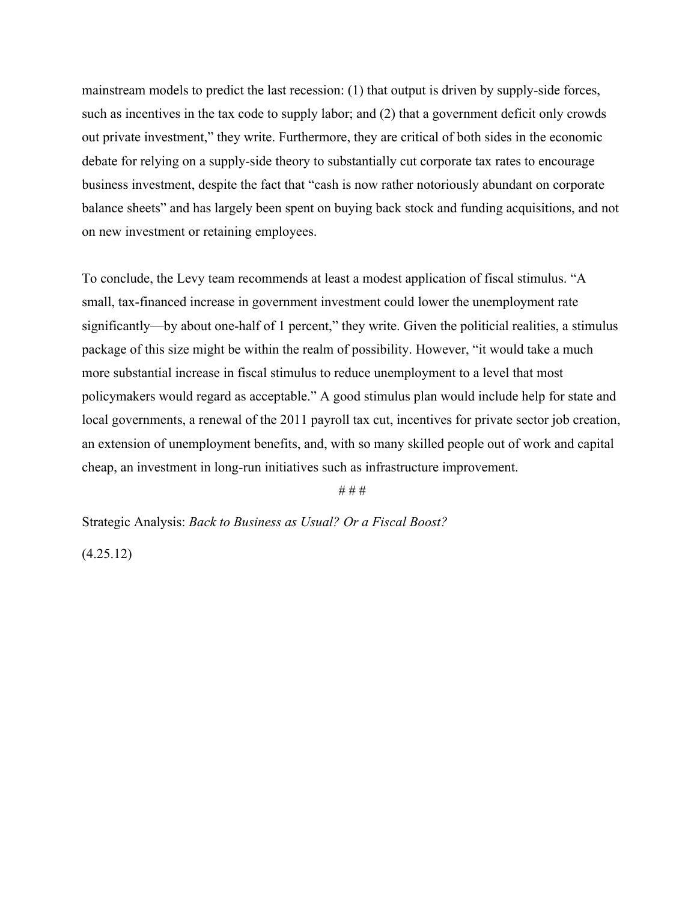mainstream models to predict the last recession: (1) that output is driven by supply-side forces, such as incentives in the tax code to supply labor; and (2) that a government deficit only crowds out private investment," they write. Furthermore, they are critical of both sides in the economic debate for relying on a supply-side theory to substantially cut corporate tax rates to encourage business investment, despite the fact that "cash is now rather notoriously abundant on corporate balance sheets" and has largely been spent on buying back stock and funding acquisitions, and not on new investment or retaining employees.

To conclude, the Levy team recommends at least a modest application of fiscal stimulus. "A small, tax-financed increase in government investment could lower the unemployment rate significantly—by about one-half of 1 percent," they write. Given the politicial realities, a stimulus package of this size might be within the realm of possibility. However, "it would take a much more substantial increase in fiscal stimulus to reduce unemployment to a level that most policymakers would regard as acceptable." A good stimulus plan would include help for state and local governments, a renewal of the 2011 payroll tax cut, incentives for private sector job creation, an extension of unemployment benefits, and, with so many skilled people out of work and capital cheap, an investment in long-run initiatives such as infrastructure improvement.

# # #

Strategic Analysis: *Back to Business as Usual? Or a Fiscal Boost?*

(4.25.12)